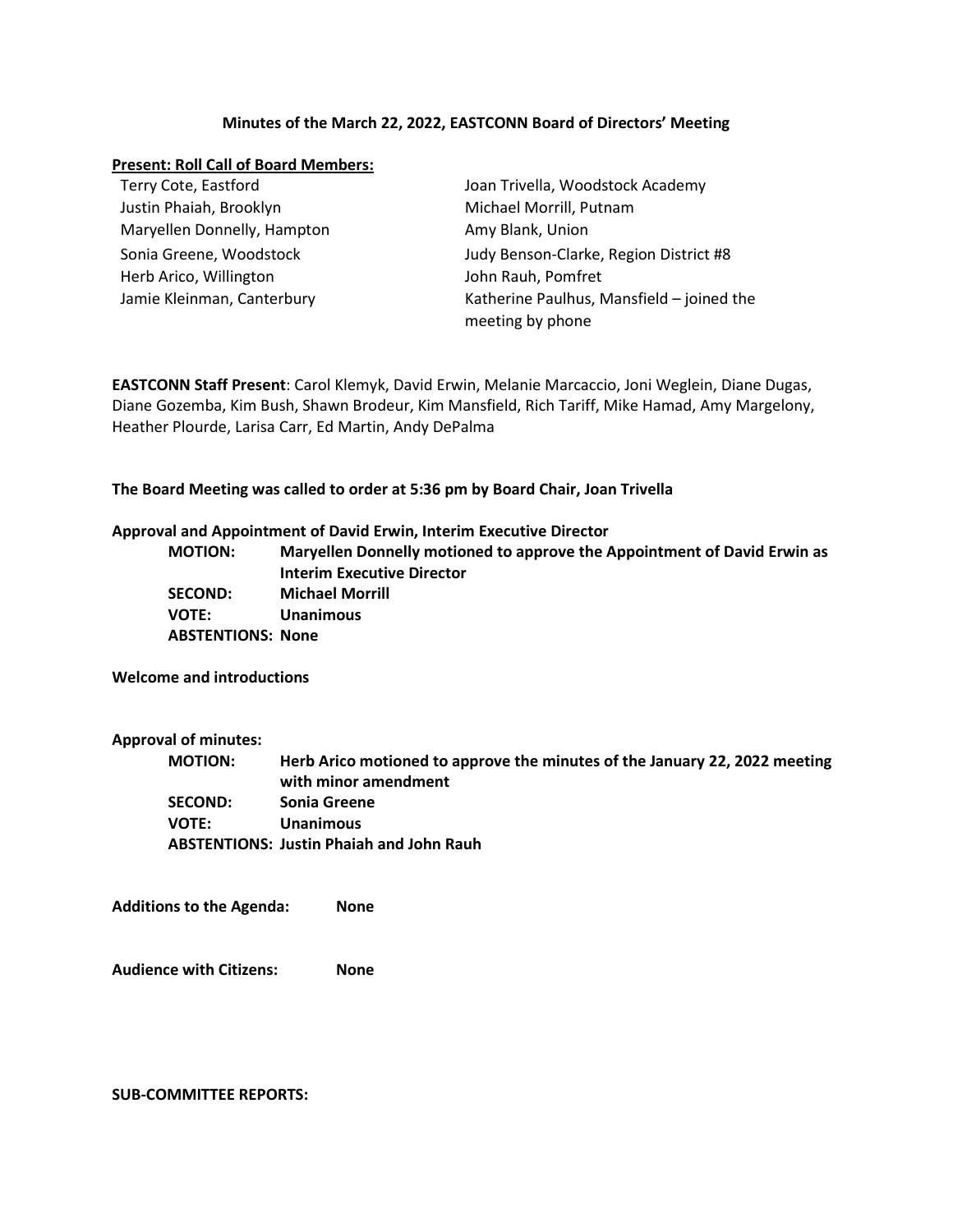**Minutes of the March 22, 2022, EASTCONN Board of Directors' Meeting**

**Present: Roll Call of Board Members:**

Terry Cote, Eastford
Justin Phaiah, Brooklyn
Maryellen Donnelly, Hampton
Sonia Greene, Woodstock
Herb Arico, Willington
Jamie Kleinman, Canterbury
Joan Trivella, Woodstock Academy
Michael Morrill, Putnam
Amy Blank, Union
Judy Benson-Clarke, Region District #8
John Rauh, Pomfret
Katherine Paulhus, Mansfield – joined the meeting by phone

**EASTCONN Staff Present**: Carol Klemyk, David Erwin, Melanie Marcaccio, Joni Weglein, Diane Dugas, Diane Gozemba, Kim Bush, Shawn Brodeur, Kim Mansfield, Rich Tariff, Mike Hamad, Amy Margelony, Heather Plourde, Larisa Carr, Ed Martin, Andy DePalma

**The Board Meeting was called to order at 5:36 pm by Board Chair, Joan Trivella**

**Approval and Appointment of David Erwin, Interim Executive Director**

**MOTION:** **Maryellen Donnelly motioned to approve the Appointment of David Erwin as Interim Executive Director**
**SECOND:** **Michael Morrill**
**VOTE:** **Unanimous**
**ABSTENTIONS: None**

**Welcome and introductions**

**Approval of minutes:**

**MOTION:** **Herb Arico motioned to approve the minutes of the January 22, 2022 meeting with minor amendment**
**SECOND:** **Sonia Greene**
**VOTE:** **Unanimous**
**ABSTENTIONS: Justin Phaiah and John Rauh**

**Additions to the Agenda:** **None**

**Audience with Citizens:** **None**

**SUB-COMMITTEE REPORTS:**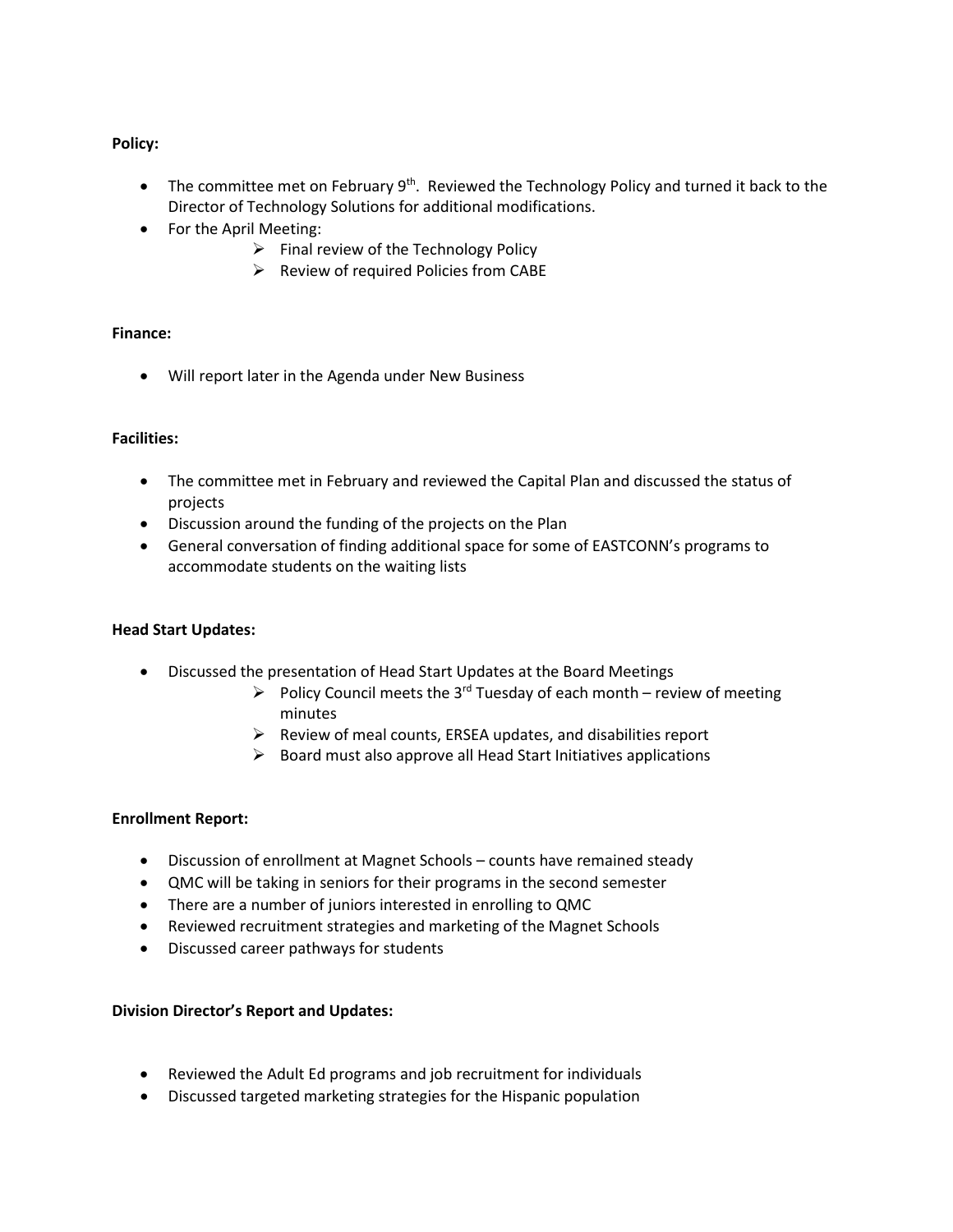**Policy:**

- The committee met on February 9th. Reviewed the Technology Policy and turned it back to the Director of Technology Solutions for additional modifications.
- For the April Meeting:
  - Final review of the Technology Policy
  - Review of required Policies from CABE

**Finance:**

- Will report later in the Agenda under New Business

**Facilities:**

- The committee met in February and reviewed the Capital Plan and discussed the status of projects
- Discussion around the funding of the projects on the Plan
- General conversation of finding additional space for some of EASTCONN's programs to accommodate students on the waiting lists

**Head Start Updates:**

- Discussed the presentation of Head Start Updates at the Board Meetings
  - Policy Council meets the 3rd Tuesday of each month – review of meeting minutes
  - Review of meal counts, ERSEA updates, and disabilities report
  - Board must also approve all Head Start Initiatives applications

**Enrollment Report:**

- Discussion of enrollment at Magnet Schools – counts have remained steady
- QMC will be taking in seniors for their programs in the second semester
- There are a number of juniors interested in enrolling to QMC
- Reviewed recruitment strategies and marketing of the Magnet Schools
- Discussed career pathways for students

**Division Director's Report and Updates:**

- Reviewed the Adult Ed programs and job recruitment for individuals
- Discussed targeted marketing strategies for the Hispanic population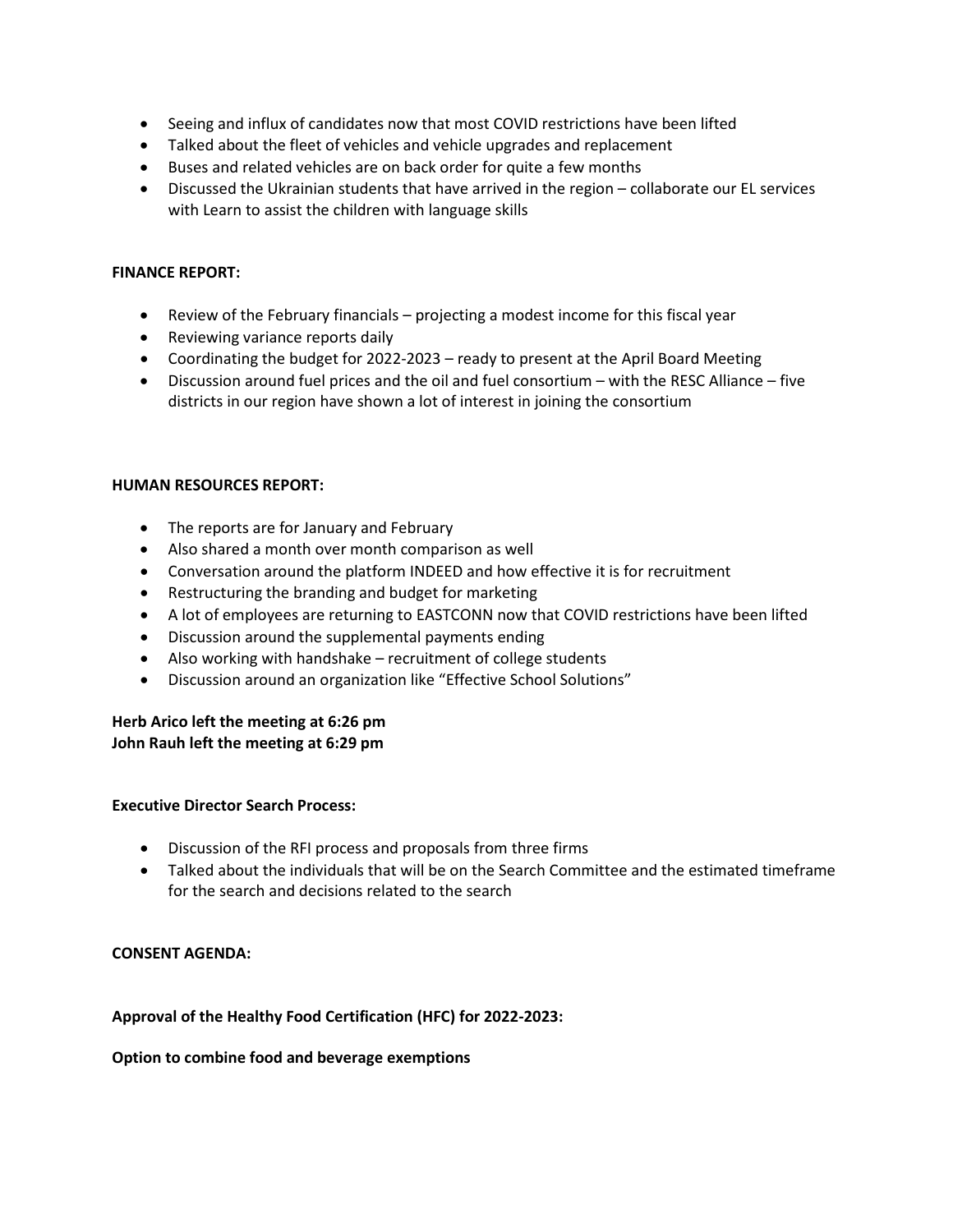- Seeing and influx of candidates now that most COVID restrictions have been lifted
- Talked about the fleet of vehicles and vehicle upgrades and replacement
- Buses and related vehicles are on back order for quite a few months
- Discussed the Ukrainian students that have arrived in the region – collaborate our EL services with Learn to assist the children with language skills

**FINANCE REPORT:**

- Review of the February financials – projecting a modest income for this fiscal year
- Reviewing variance reports daily
- Coordinating the budget for 2022-2023 – ready to present at the April Board Meeting
- Discussion around fuel prices and the oil and fuel consortium – with the RESC Alliance – five districts in our region have shown a lot of interest in joining the consortium

**HUMAN RESOURCES REPORT:**

- The reports are for January and February
- Also shared a month over month comparison as well
- Conversation around the platform INDEED and how effective it is for recruitment
- Restructuring the branding and budget for marketing
- A lot of employees are returning to EASTCONN now that COVID restrictions have been lifted
- Discussion around the supplemental payments ending
- Also working with handshake – recruitment of college students
- Discussion around an organization like "Effective School Solutions"

**Herb Arico left the meeting at 6:26 pm**
**John Rauh left the meeting at 6:29 pm**

**Executive Director Search Process:**

- Discussion of the RFI process and proposals from three firms
- Talked about the individuals that will be on the Search Committee and the estimated timeframe for the search and decisions related to the search

**CONSENT AGENDA:**

**Approval of the Healthy Food Certification (HFC) for 2022-2023:**

**Option to combine food and beverage exemptions**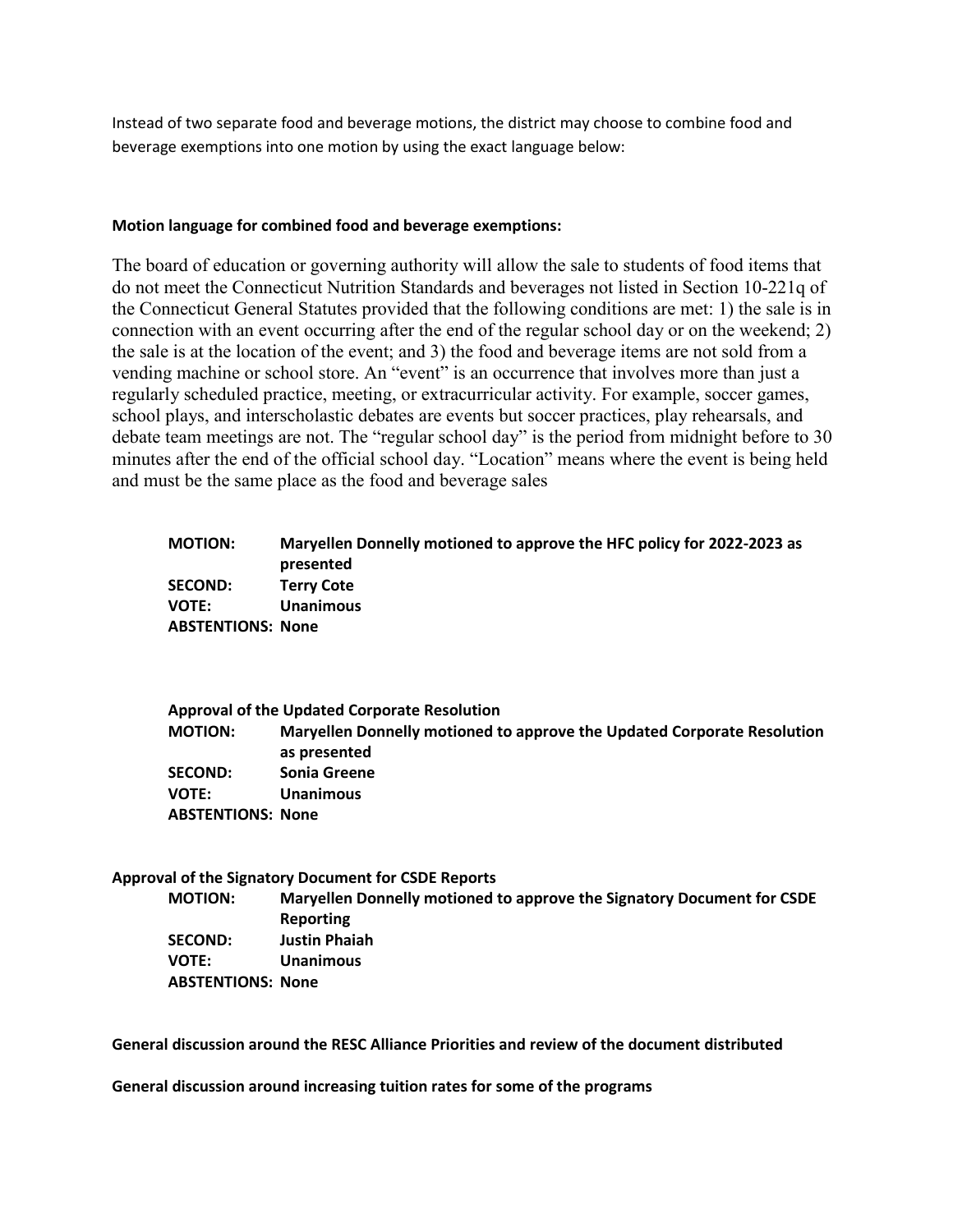Instead of two separate food and beverage motions, the district may choose to combine food and beverage exemptions into one motion by using the exact language below:

**Motion language for combined food and beverage exemptions:**

The board of education or governing authority will allow the sale to students of food items that do not meet the Connecticut Nutrition Standards and beverages not listed in Section 10-221q of the Connecticut General Statutes provided that the following conditions are met: 1) the sale is in connection with an event occurring after the end of the regular school day or on the weekend; 2) the sale is at the location of the event; and 3) the food and beverage items are not sold from a vending machine or school store. An "event" is an occurrence that involves more than just a regularly scheduled practice, meeting, or extracurricular activity. For example, soccer games, school plays, and interscholastic debates are events but soccer practices, play rehearsals, and debate team meetings are not. The "regular school day" is the period from midnight before to 30 minutes after the end of the official school day. "Location" means where the event is being held and must be the same place as the food and beverage sales

**MOTION:** **Maryellen Donnelly motioned to approve the HFC policy for 2022-2023 as presented**
**SECOND:** **Terry Cote**
**VOTE:** **Unanimous**
**ABSTENTIONS: None**

**Approval of the Updated Corporate Resolution**
**MOTION:** **Maryellen Donnelly motioned to approve the Updated Corporate Resolution as presented**
**SECOND:** **Sonia Greene**
**VOTE:** **Unanimous**
**ABSTENTIONS: None**

**Approval of the Signatory Document for CSDE Reports**
**MOTION:** **Maryellen Donnelly motioned to approve the Signatory Document for CSDE Reporting**
**SECOND:** **Justin Phaiah**
**VOTE:** **Unanimous**
**ABSTENTIONS: None**

**General discussion around the RESC Alliance Priorities and review of the document distributed**

**General discussion around increasing tuition rates for some of the programs**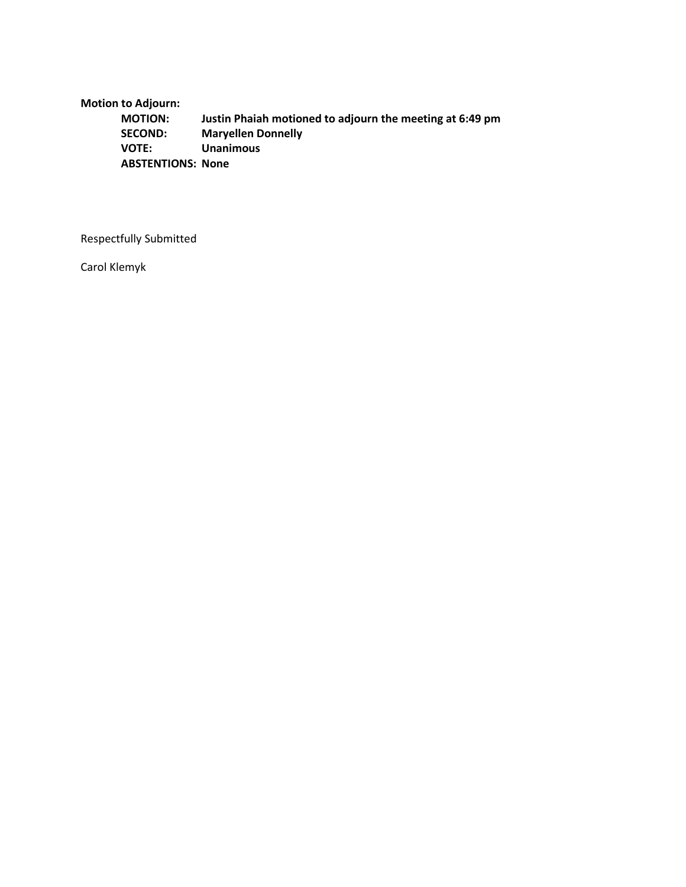**Motion to Adjourn:**

**MOTION:** **Justin Phaiah motioned to adjourn the meeting at 6:49 pm**
**SECOND:** **Maryellen Donnelly**
**VOTE:** **Unanimous**
**ABSTENTIONS: None**

Respectfully Submitted

Carol Klemyk